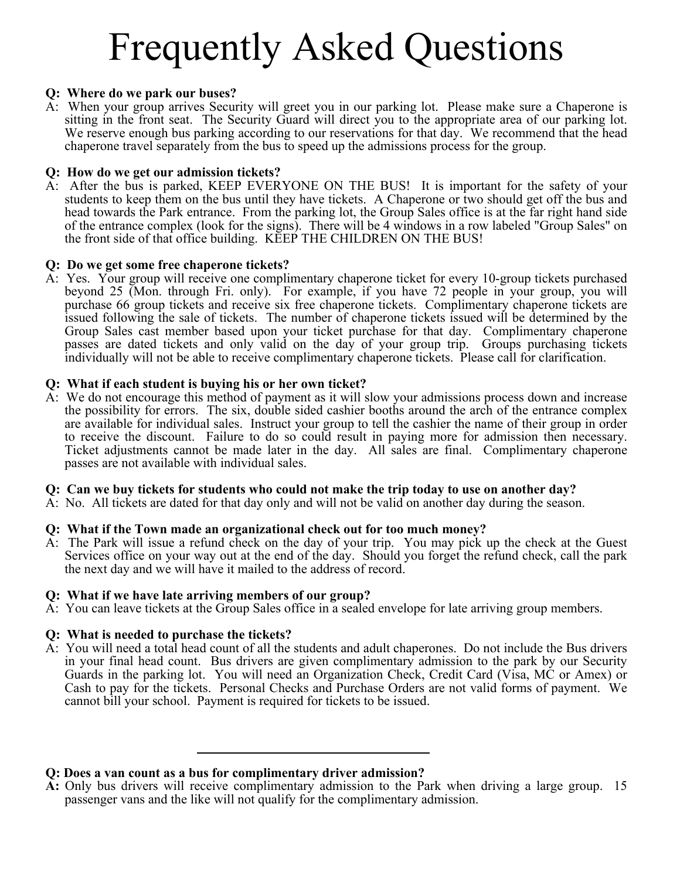# Frequently Asked Questions

**Q: Where do we park our buses?**

A: When your group arrives Security will greet you in our parking lot. Please make sure a Chaperone is sitting in the front seat. The Security Guard will direct you to the appropriate area of our parking lot. We reserve enough bus parking according to our reservations for that day. We recommend that the head chaperone travel separately from the bus to speed up the admissions process for the group.

**Q: How do we get our admission tickets?**

A: After the bus is parked, KEEP EVERYONE ON THE BUS! It is important for the safety of your students to keep them on the bus until they have tickets. A Chaperone or two should get off the bus and head towards the Park entrance. From the parking lot, the Group Sales office is at the far right hand side of the entrance complex (look for the signs). There will be 4 windows in a row labeled "Group Sales" on the front side of that office building. KEEP THE CHILDREN ON THE BUS!

**Q: Do we get some free chaperone tickets?**

A: Yes. Your group will receive one complimentary chaperone ticket for every 10-group tickets purchased beyond 25 (Mon. through Fri. only). For example, if you have 72 people in your group, you will purchase 66 group tickets and receive six free chaperone tickets. Complimentary chaperone tickets are issued following the sale of tickets. The number of chaperone tickets issued will be determined by the Group Sales cast member based upon your ticket purchase for that day. Complimentary chaperone passes are dated tickets and only valid on the day of your group trip. Groups purchasing tickets individually will not be able to receive complimentary chaperone tickets. Please call for clarification.

**Q: What if each student is buying his or her own ticket?**

A: We do not encourage this method of payment as it will slow your admissions process down and increase the possibility for errors. The six, double sided cashier booths around the arch of the entrance complex are available for individual sales. Instruct your group to tell the cashier the name of their group in order to receive the discount. Failure to do so could result in paying more for admission then necessary. Ticket adjustments cannot be made later in the day. All sales are final. Complimentary chaperone passes are not available with individual sales.

**Q: Can we buy tickets for students who could not make the trip today to use on another day?**

A: No. All tickets are dated for that day only and will not be valid on another day during the season.

**Q: What if the Town made an organizational check out for too much money?**

A: The Park will issue a refund check on the day of your trip. You may pick up the check at the Guest Services office on your way out at the end of the day. Should you forget the refund check, call the park the next day and we will have it mailed to the address of record.

**Q: What if we have late arriving members of our group?**

A: You can leave tickets at the Group Sales office in a sealed envelope for late arriving group members.

**Q: What is needed to purchase the tickets?**

A: You will need a total head count of all the students and adult chaperones. Do not include the Bus drivers in your final head count. Bus drivers are given complimentary admission to the park by our Security Guards in the parking lot. You will need an Organization Check, Credit Card (Visa, MC or Amex) or Cash to pay for the tickets. Personal Checks and Purchase Orders are not valid forms of payment. We cannot bill your school. Payment is required for tickets to be issued.

---

**Q: Does a van count as a bus for complimentary driver admission?**

**A:** Only bus drivers will receive complimentary admission to the Park when driving a large group. 15 passenger vans and the like will not qualify for the complimentary admission.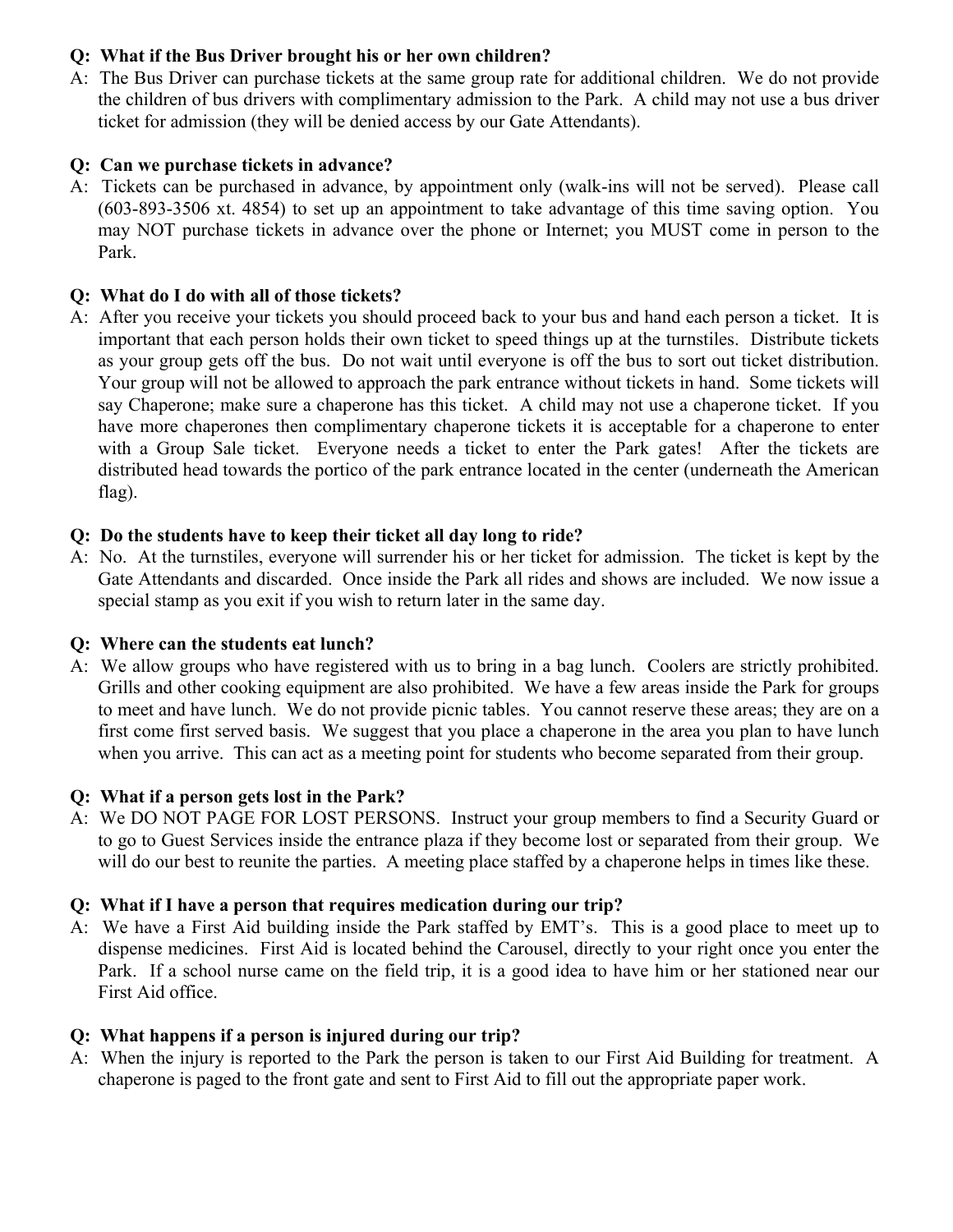**Q: What if the Bus Driver brought his or her own children?**

A: The Bus Driver can purchase tickets at the same group rate for additional children. We do not provide the children of bus drivers with complimentary admission to the Park. A child may not use a bus driver ticket for admission (they will be denied access by our Gate Attendants).

**Q: Can we purchase tickets in advance?**

A: Tickets can be purchased in advance, by appointment only (walk-ins will not be served). Please call (603-893-3506 xt. 4854) to set up an appointment to take advantage of this time saving option. You may NOT purchase tickets in advance over the phone or Internet; you MUST come in person to the Park.

**Q: What do I do with all of those tickets?**

A: After you receive your tickets you should proceed back to your bus and hand each person a ticket. It is important that each person holds their own ticket to speed things up at the turnstiles. Distribute tickets as your group gets off the bus. Do not wait until everyone is off the bus to sort out ticket distribution. Your group will not be allowed to approach the park entrance without tickets in hand. Some tickets will say Chaperone; make sure a chaperone has this ticket. A child may not use a chaperone ticket. If you have more chaperones then complimentary chaperone tickets it is acceptable for a chaperone to enter with a Group Sale ticket. Everyone needs a ticket to enter the Park gates! After the tickets are distributed head towards the portico of the park entrance located in the center (underneath the American flag).

**Q: Do the students have to keep their ticket all day long to ride?**

A: No. At the turnstiles, everyone will surrender his or her ticket for admission. The ticket is kept by the Gate Attendants and discarded. Once inside the Park all rides and shows are included. We now issue a special stamp as you exit if you wish to return later in the same day.

**Q: Where can the students eat lunch?**

A: We allow groups who have registered with us to bring in a bag lunch. Coolers are strictly prohibited. Grills and other cooking equipment are also prohibited. We have a few areas inside the Park for groups to meet and have lunch. We do not provide picnic tables. You cannot reserve these areas; they are on a first come first served basis. We suggest that you place a chaperone in the area you plan to have lunch when you arrive. This can act as a meeting point for students who become separated from their group.

**Q: What if a person gets lost in the Park?**

A: We DO NOT PAGE FOR LOST PERSONS. Instruct your group members to find a Security Guard or to go to Guest Services inside the entrance plaza if they become lost or separated from their group. We will do our best to reunite the parties. A meeting place staffed by a chaperone helps in times like these.

**Q: What if I have a person that requires medication during our trip?**

A: We have a First Aid building inside the Park staffed by EMT's. This is a good place to meet up to dispense medicines. First Aid is located behind the Carousel, directly to your right once you enter the Park. If a school nurse came on the field trip, it is a good idea to have him or her stationed near our First Aid office.

**Q: What happens if a person is injured during our trip?**

A: When the injury is reported to the Park the person is taken to our First Aid Building for treatment. A chaperone is paged to the front gate and sent to First Aid to fill out the appropriate paper work.